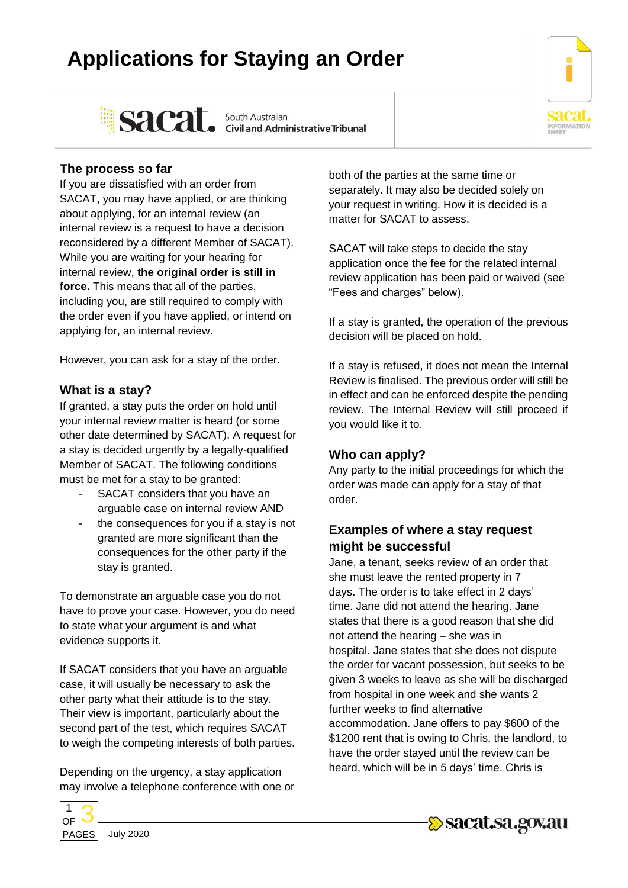# Applications for Staying an Order

South Australian Civil and Administrative Tribunal

## The process so far

If you are dissatisfied with an order from SACAT, you may have applied, or are thinking about applying, for an internal review (an internal review is a request to have a decision reconsidered by a different Member of SACAT). While you are waiting for your hearing for internal review, **the original order is still in force.** This means that all of the parties, including you, are still required to comply with the order even if you have applied, or intend on applying for, an internal review.

However, you can ask for a stay of the order.

## What is a stay?

If granted, a stay puts the order on hold until your internal review matter is heard (or some other date determined by SACAT). A request for a stay is decided urgently by a legally-qualified Member of SACAT. The following conditions must be met for a stay to be granted:

- SACAT considers that you have an arguable case on internal review AND
- the consequences for you if a stay is not granted are more significant than the consequences for the other party if the stay is granted.

To demonstrate an arguable case you do not have to prove your case. However, you do need to state what your argument is and what evidence supports it.

If SACAT considers that you have an arguable case, it will usually be necessary to ask the other party what their attitude is to the stay. Their view is important, particularly about the second part of the test, which requires SACAT to weigh the competing interests of both parties.

Depending on the urgency, a stay application may involve a telephone conference with one or both of the parties at the same time or separately. It may also be decided solely on your request in writing. How it is decided is a matter for SACAT to assess.

SACAT will take steps to decide the stay application once the fee for the related internal review application has been paid or waived (see "Fees and charges" below).

If a stay is granted, the operation of the previous decision will be placed on hold.

If a stay is refused, it does not mean the Internal Review is finalised. The previous order will still be in effect and can be enforced despite the pending review. The Internal Review will still proceed if you would like it to.

## Who can apply?

Any party to the initial proceedings for which the order was made can apply for a stay of that order.

## Examples of where a stay request might be successful

Jane, a tenant, seeks review of an order that she must leave the rented property in 7 days. The order is to take effect in 2 days' time. Jane did not attend the hearing. Jane states that there is a good reason that she did not attend the hearing – she was in hospital. Jane states that she does not dispute the order for vacant possession, but seeks to be given 3 weeks to leave as she will be discharged from hospital in one week and she wants 2 further weeks to find alternative accommodation. Jane offers to pay $600 of the $1200 rent that is owing to Chris, the landlord, to have the order stayed until the review can be heard, which will be in 5 days' time. Chris is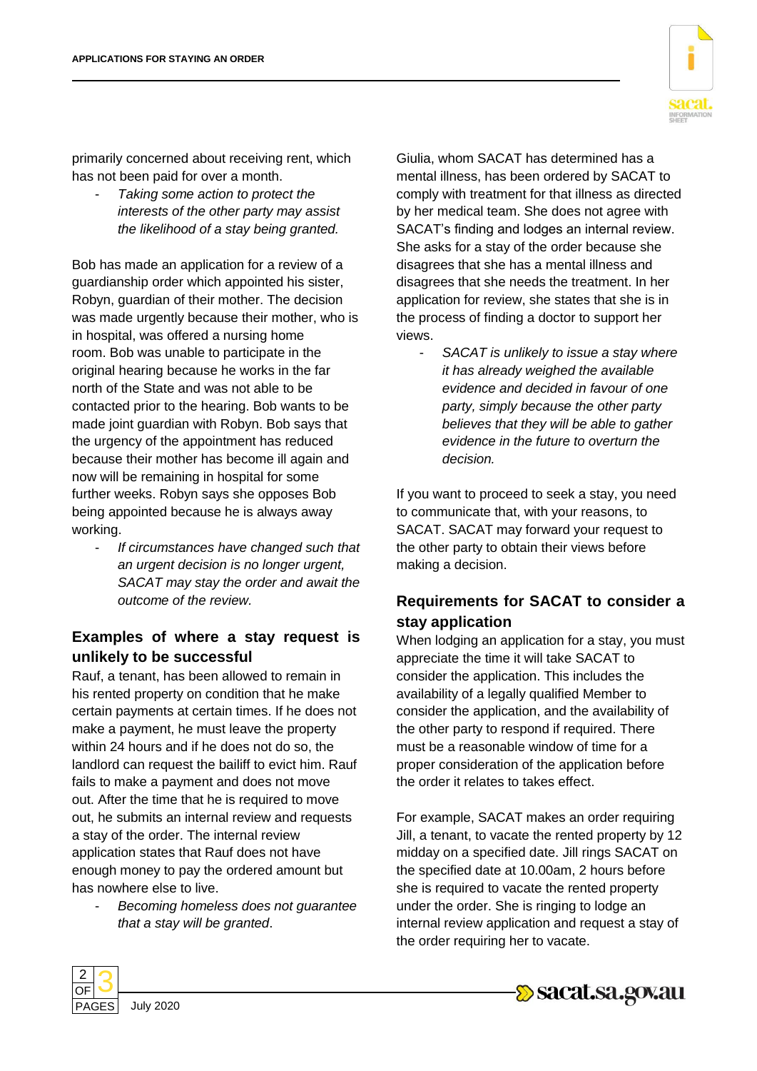primarily concerned about receiving rent, which has not been paid for over a month.

- *Taking some action to protect the interests of the other party may assist the likelihood of a stay being granted.*

Bob has made an application for a review of a guardianship order which appointed his sister, Robyn, guardian of their mother. The decision was made urgently because their mother, who is in hospital, was offered a nursing home room. Bob was unable to participate in the original hearing because he works in the far north of the State and was not able to be contacted prior to the hearing. Bob wants to be made joint guardian with Robyn. Bob says that the urgency of the appointment has reduced because their mother has become ill again and now will be remaining in hospital for some further weeks. Robyn says she opposes Bob being appointed because he is always away working.

- *If circumstances have changed such that an urgent decision is no longer urgent, SACAT may stay the order and await the outcome of the review.*

## Examples of where a stay request is unlikely to be successful

Rauf, a tenant, has been allowed to remain in his rented property on condition that he make certain payments at certain times. If he does not make a payment, he must leave the property within 24 hours and if he does not do so, the landlord can request the bailiff to evict him. Rauf fails to make a payment and does not move out. After the time that he is required to move out, he submits an internal review and requests a stay of the order. The internal review application states that Rauf does not have enough money to pay the ordered amount but has nowhere else to live.

- *Becoming homeless does not guarantee that a stay will be granted*.

Giulia, whom SACAT has determined has a mental illness, has been ordered by SACAT to comply with treatment for that illness as directed by her medical team. She does not agree with SACAT's finding and lodges an internal review. She asks for a stay of the order because she disagrees that she has a mental illness and disagrees that she needs the treatment. In her application for review, she states that she is in the process of finding a doctor to support her views.

- *SACAT is unlikely to issue a stay where it has already weighed the available evidence and decided in favour of one party, simply because the other party believes that they will be able to gather evidence in the future to overturn the decision.*

If you want to proceed to seek a stay, you need to communicate that, with your reasons, to SACAT. SACAT may forward your request to the other party to obtain their views before making a decision.

## Requirements for SACAT to consider a stay application

When lodging an application for a stay, you must appreciate the time it will take SACAT to consider the application. This includes the availability of a legally qualified Member to consider the application, and the availability of the other party to respond if required. There must be a reasonable window of time for a proper consideration of the application before the order it relates to takes effect.

For example, SACAT makes an order requiring Jill, a tenant, to vacate the rented property by 12 midday on a specified date. Jill rings SACAT on the specified date at 10.00am, 2 hours before she is required to vacate the rented property under the order. She is ringing to lodge an internal review application and request a stay of the order requiring her to vacate.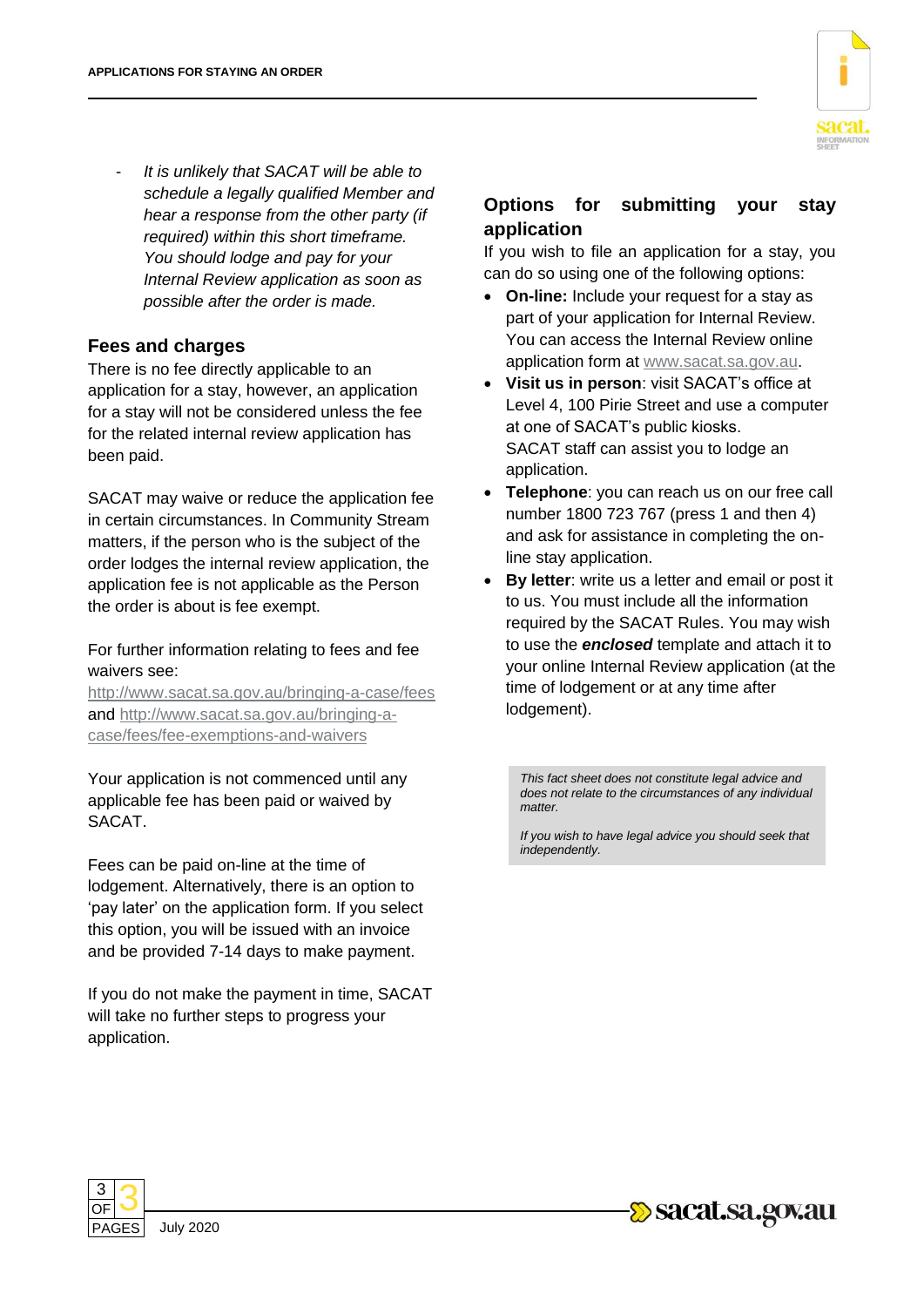- *It is unlikely that SACAT will be able to schedule a legally qualified Member and hear a response from the other party (if required) within this short timeframe. You should lodge and pay for your Internal Review application as soon as possible after the order is made.*

## Fees and charges

There is no fee directly applicable to an application for a stay, however, an application for a stay will not be considered unless the fee for the related internal review application has been paid.

SACAT may waive or reduce the application fee in certain circumstances. In Community Stream matters, if the person who is the subject of the order lodges the internal review application, the application fee is not applicable as the Person the order is about is fee exempt.

For further information relating to fees and fee waivers see:
http://www.sacat.sa.gov.au/bringing-a-case/fees and http://www.sacat.sa.gov.au/bringing-a-case/fees/fee-exemptions-and-waivers

Your application is not commenced until any applicable fee has been paid or waived by SACAT.

Fees can be paid on-line at the time of lodgement. Alternatively, there is an option to 'pay later' on the application form. If you select this option, you will be issued with an invoice and be provided 7-14 days to make payment.

If you do not make the payment in time, SACAT will take no further steps to progress your application.

## Options for submitting your stay application

If you wish to file an application for a stay, you can do so using one of the following options:

- **On-line:** Include your request for a stay as part of your application for Internal Review. You can access the Internal Review online application form at www.sacat.sa.gov.au.
- **Visit us in person**: visit SACAT's office at Level 4, 100 Pirie Street and use a computer at one of SACAT's public kiosks. SACAT staff can assist you to lodge an application.
- **Telephone**: you can reach us on our free call number 1800 723 767 (press 1 and then 4) and ask for assistance in completing the on-line stay application.
- **By letter**: write us a letter and email or post it to us. You must include all the information required by the SACAT Rules. You may wish to use the ***enclosed*** template and attach it to your online Internal Review application (at the time of lodgement or at any time after lodgement).

*This fact sheet does not constitute legal advice and does not relate to the circumstances of any individual matter.*

*If you wish to have legal advice you should seek that independently.*

July 2020